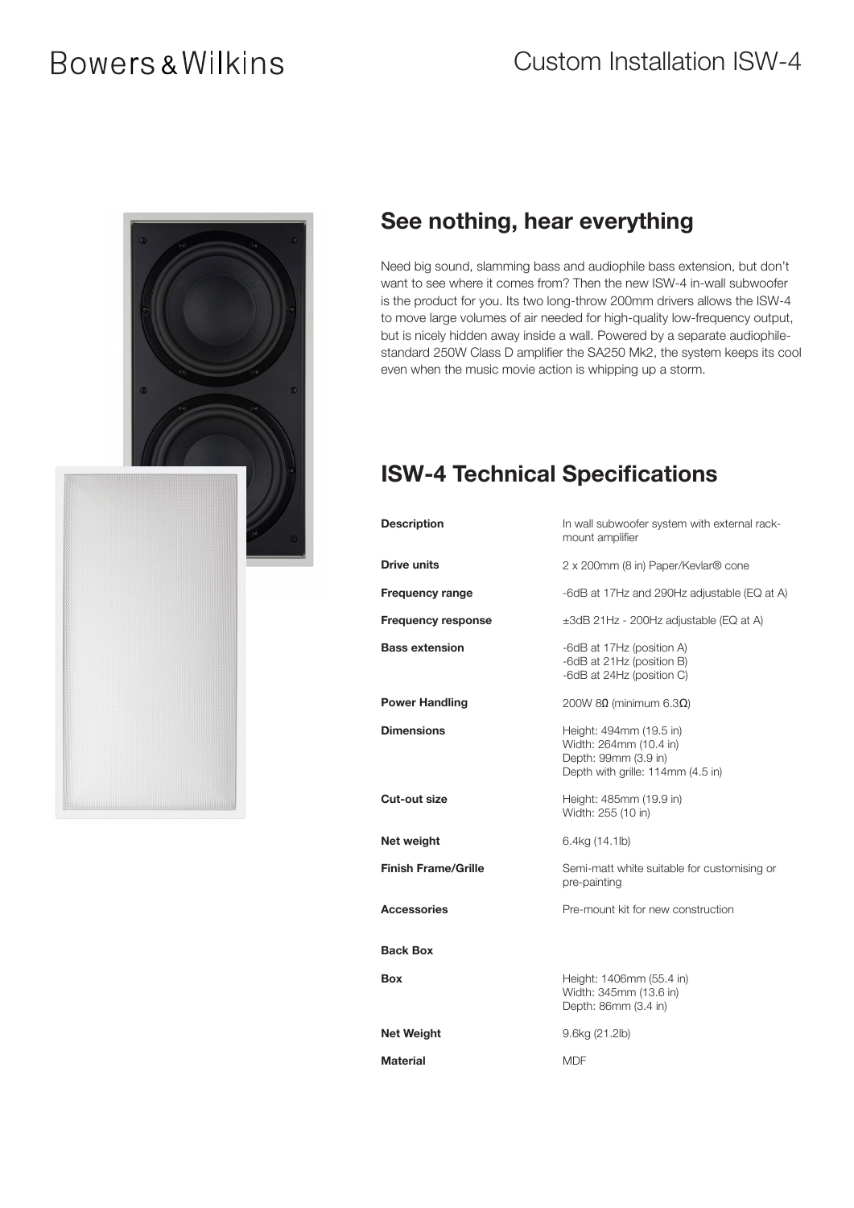# Bowers & Wilkins

# Custom Installation ISW-4

## See nothing, hear everything

Need big sound, slamming bass and audiophile bass extension, but don't want to see where it comes from? Then the new ISW-4 in-wall subwoofer is the product for you. Its two long-throw 200mm drivers allows the ISW-4 to move large volumes of air needed for high-quality low-frequency output, but is nicely hidden away inside a wall. Powered by a separate audiophile-standard 250W Class D amplifier the SA250 Mk2, the system keeps its cool even when the music movie action is whipping up a storm.

## ISW-4 Technical Specifications

| | |
|---|---|
| **Description** | In wall subwoofer system with external rack-mount amplifier |
| **Drive units** | 2 x 200mm (8 in) Paper/Kevlar® cone |
| **Frequency range** | -6dB at 17Hz and 290Hz adjustable (EQ at A) |
| **Frequency response** | ±3dB 21Hz - 200Hz adjustable (EQ at A) |
| **Bass extension** | -6dB at 17Hz (position A)<br>-6dB at 21Hz (position B)<br>-6dB at 24Hz (position C) |
| **Power Handling** | 200W 8Ω (minimum 6.3Ω) |
| **Dimensions** | Height: 494mm (19.5 in)<br>Width: 264mm (10.4 in)<br>Depth: 99mm (3.9 in)<br>Depth with grille: 114mm (4.5 in) |
| **Cut-out size** | Height: 485mm (19.9 in)<br>Width: 255 (10 in) |
| **Net weight** | 6.4kg (14.1lb) |
| **Finish Frame/Grille** | Semi-matt white suitable for customising or pre-painting |
| **Accessories** | Pre-mount kit for new construction |
| **Back Box** | |
| **Box** | Height: 1406mm (55.4 in)<br>Width: 345mm (13.6 in)<br>Depth: 86mm (3.4 in) |
| **Net Weight** | 9.6kg (21.2lb) |
| **Material** | MDF |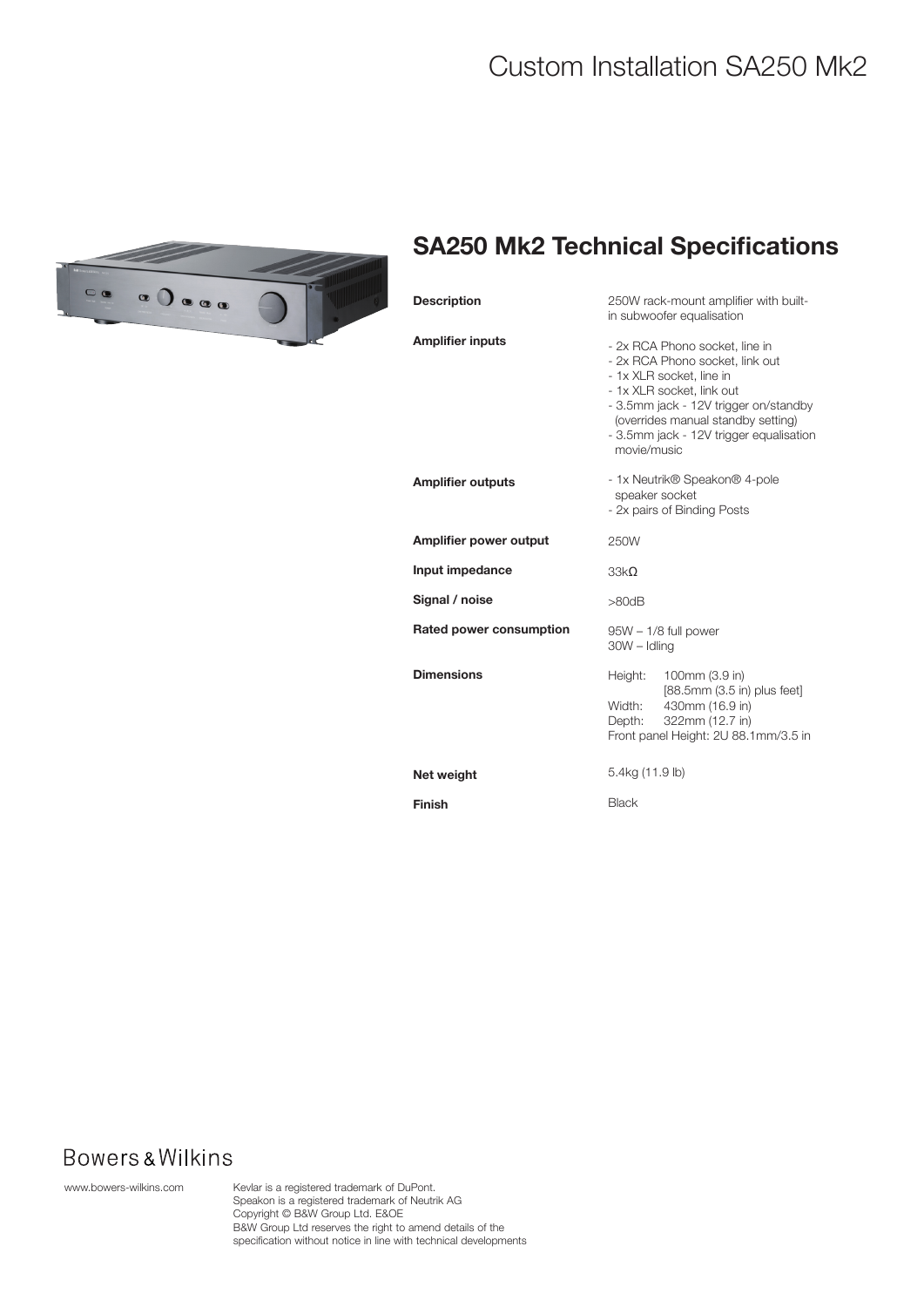# Custom Installation SA250 Mk2

## SA250 Mk2 Technical Specifications

| | |
|---|---|
| **Description** | 250W rack-mount amplifier with built-in subwoofer equalisation |
| **Amplifier inputs** | - 2x RCA Phono socket, line in<br>- 2x RCA Phono socket, link out<br>- 1x XLR socket, line in<br>- 1x XLR socket, link out<br>- 3.5mm jack - 12V trigger on/standby (overrides manual standby setting)<br>- 3.5mm jack - 12V trigger equalisation movie/music |
| **Amplifier outputs** | - 1x Neutrik® Speakon® 4-pole speaker socket<br>- 2x pairs of Binding Posts |
| **Amplifier power output** | 250W |
| **Input impedance** | 33kΩ |
| **Signal / noise** | >80dB |
| **Rated power consumption** | 95W – 1/8 full power<br>30W – Idling |
| **Dimensions** | Height: 100mm (3.9 in) [88.5mm (3.5 in) plus feet]<br>Width: 430mm (16.9 in)<br>Depth: 322mm (12.7 in)<br>Front panel Height: 2U 88.1mm/3.5 in |
| **Net weight** | 5.4kg (11.9 lb) |
| **Finish** | Black |

Bowers & Wilkins

www.bowers-wilkins.com

Kevlar is a registered trademark of DuPont.
Speakon is a registered trademark of Neutrik AG
Copyright © B&W Group Ltd. E&OE
B&W Group Ltd reserves the right to amend details of the specification without notice in line with technical developments